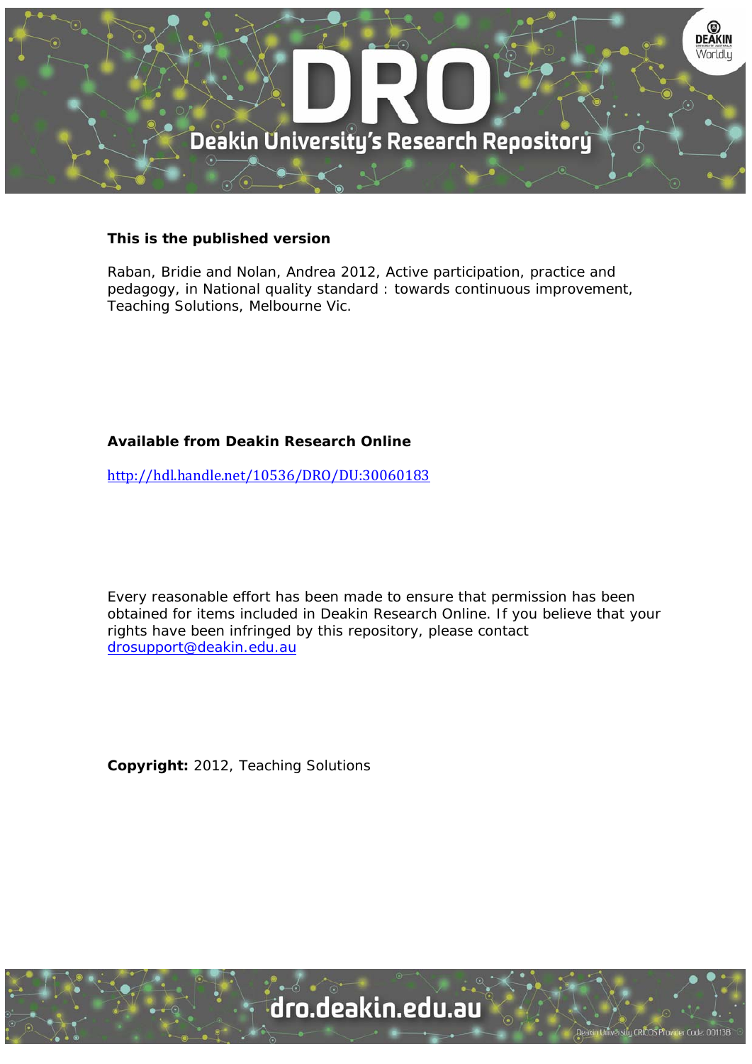**This is the published version**

Raban, Bridie and Nolan, Andrea 2012, Active participation, practice and pedagogy, in National quality standard : towards continuous improvement, Teaching Solutions, Melbourne Vic.

**Available from Deakin Research Online**

http://hdl.handle.net/10536/DRO/DU:30060183

Every reasonable effort has been made to ensure that permission has been obtained for items included in Deakin Research Online. If you believe that your rights have been infringed by this repository, please contact drosupport@deakin.edu.au

**Copyright:** 2012, Teaching Solutions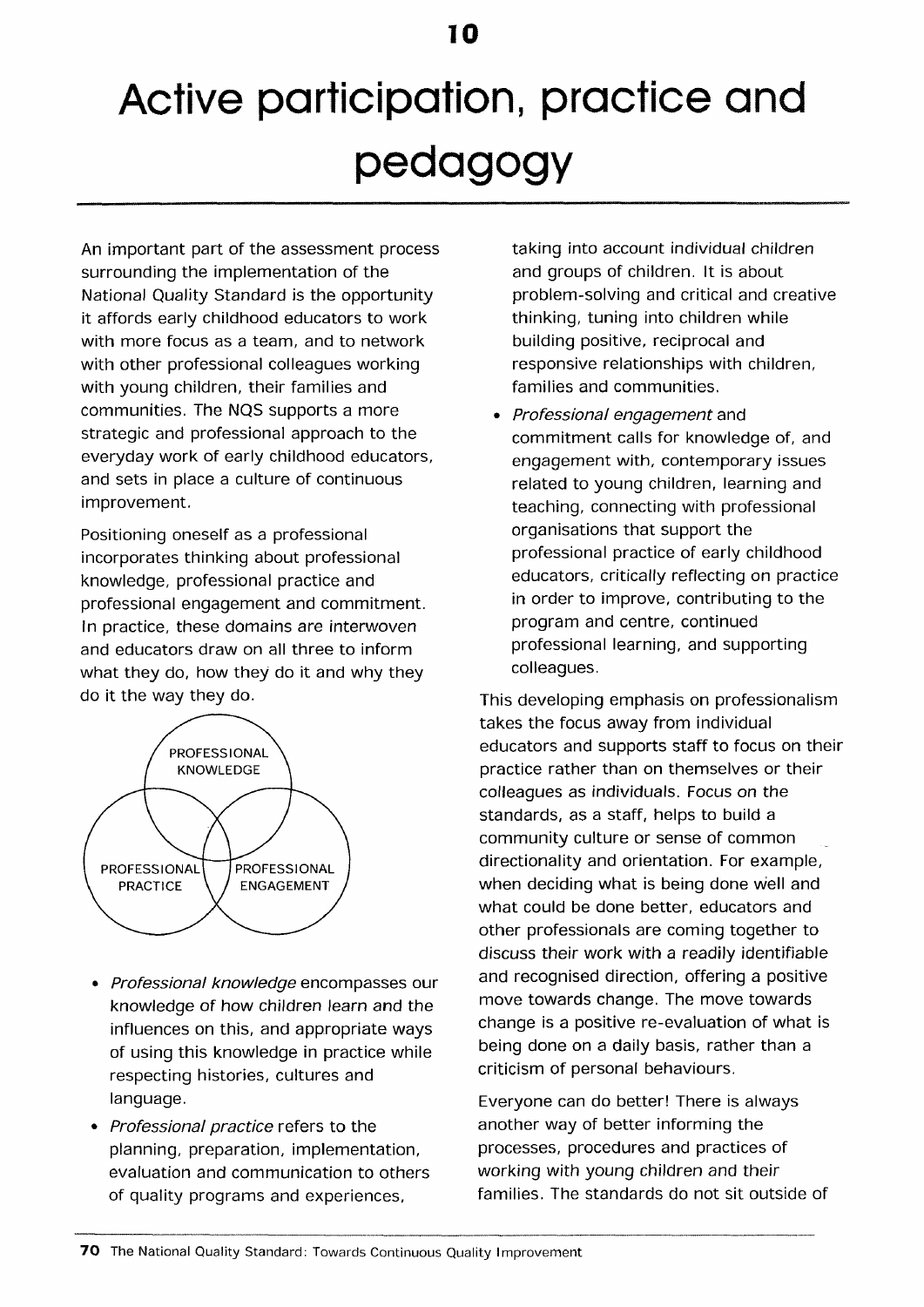# 10

# Active participation, practice and pedagogy

An important part of the assessment process surrounding the implementation of the National Quality Standard is the opportunity it affords early childhood educators to work with more focus as a team, and to network with other professional colleagues working with young children, their families and communities. The NQS supports a more strategic and professional approach to the everyday work of early childhood educators, and sets in place a culture of continuous improvement.

Positioning oneself as a professional incorporates thinking about professional knowledge, professional practice and professional engagement and commitment. In practice, these domains are interwoven and educators draw on all three to inform what they do, how they do it and why they do it the way they do.

PROFESSIONAL KNOWLEDGE

PROFESSIONAL PRACTICE

PROFESSIONAL ENGAGEMENT

- *Professional knowledge* encompasses our knowledge of how children learn and the influences on this, and appropriate ways of using this knowledge in practice while respecting histories, cultures and language.
- *Professional practice* refers to the planning, preparation, implementation, evaluation and communication to others of quality programs and experiences, taking into account individual children and groups of children. It is about problem-solving and critical and creative thinking, tuning into children while building positive, reciprocal and responsive relationships with children, families and communities.
- *Professional engagement* and commitment calls for knowledge of, and engagement with, contemporary issues related to young children, learning and teaching, connecting with professional organisations that support the professional practice of early childhood educators, critically reflecting on practice in order to improve, contributing to the program and centre, continued professional learning, and supporting colleagues.

This developing emphasis on professionalism takes the focus away from individual educators and supports staff to focus on their practice rather than on themselves or their colleagues as individuals. Focus on the standards, as a staff, helps to build a community culture or sense of common directionality and orientation. For example, when deciding what is being done well and what could be done better, educators and other professionals are coming together to discuss their work with a readily identifiable and recognised direction, offering a positive move towards change. The move towards change is a positive re-evaluation of what is being done on a daily basis, rather than a criticism of personal behaviours.

Everyone can do better! There is always another way of better informing the processes, procedures and practices of working with young children and their families. The standards do not sit outside of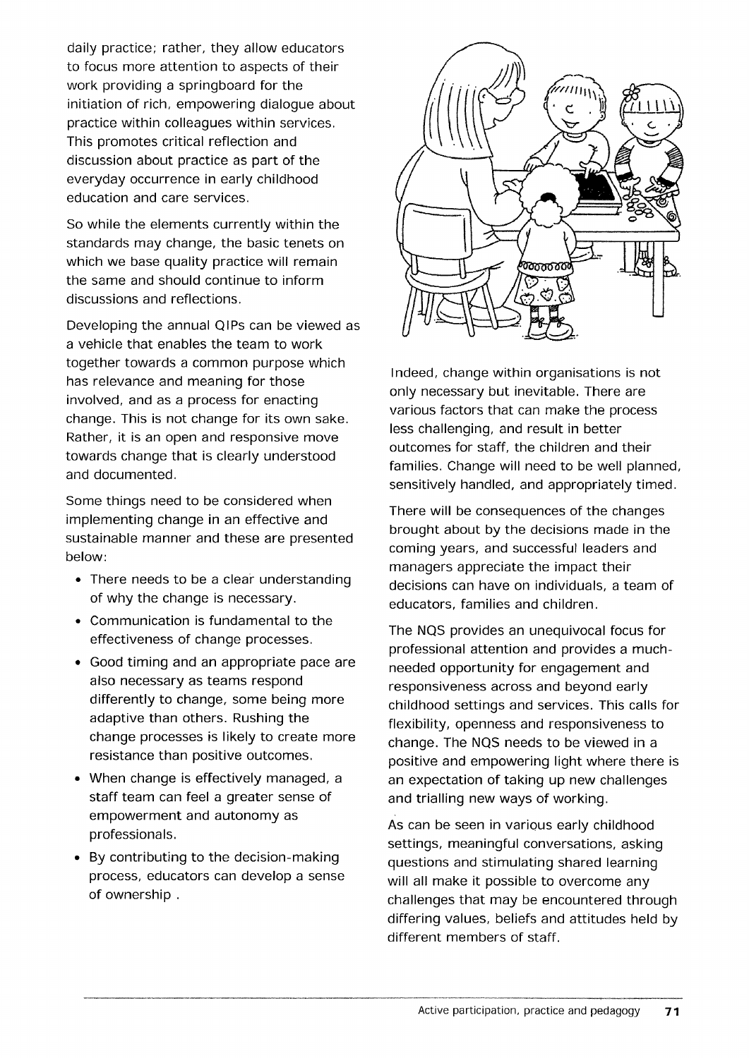daily practice; rather, they allow educators to focus more attention to aspects of their work providing a springboard for the initiation of rich, empowering dialogue about practice within colleagues within services. This promotes critical reflection and discussion about practice as part of the everyday occurrence in early childhood education and care services.

So while the elements currently within the standards may change, the basic tenets on which we base quality practice will remain the same and should continue to inform discussions and reflections.

Developing the annual QIPs can be viewed as a vehicle that enables the team to work together towards a common purpose which has relevance and meaning for those involved, and as a process for enacting change. This is not change for its own sake. Rather, it is an open and responsive move towards change that is clearly understood and documented.

Some things need to be considered when implementing change in an effective and sustainable manner and these are presented below:

- There needs to be a clear understanding of why the change is necessary.
- Communication is fundamental to the effectiveness of change processes.
- Good timing and an appropriate pace are also necessary as teams respond differently to change, some being more adaptive than others. Rushing the change processes is likely to create more resistance than positive outcomes.
- When change is effectively managed, a staff team can feel a greater sense of empowerment and autonomy as professionals.
- By contributing to the decision-making process, educators can develop a sense of ownership .

Indeed, change within organisations is not only necessary but inevitable. There are various factors that can make the process less challenging, and result in better outcomes for staff, the children and their families. Change will need to be well planned, sensitively handled, and appropriately timed.

There will be consequences of the changes brought about by the decisions made in the coming years, and successful leaders and managers appreciate the impact their decisions can have on individuals, a team of educators, families and children.

The NQS provides an unequivocal focus for professional attention and provides a much-needed opportunity for engagement and responsiveness across and beyond early childhood settings and services. This calls for flexibility, openness and responsiveness to change. The NQS needs to be viewed in a positive and empowering light where there is an expectation of taking up new challenges and trialling new ways of working.

As can be seen in various early childhood settings, meaningful conversations, asking questions and stimulating shared learning will all make it possible to overcome any challenges that may be encountered through differing values, beliefs and attitudes held by different members of staff.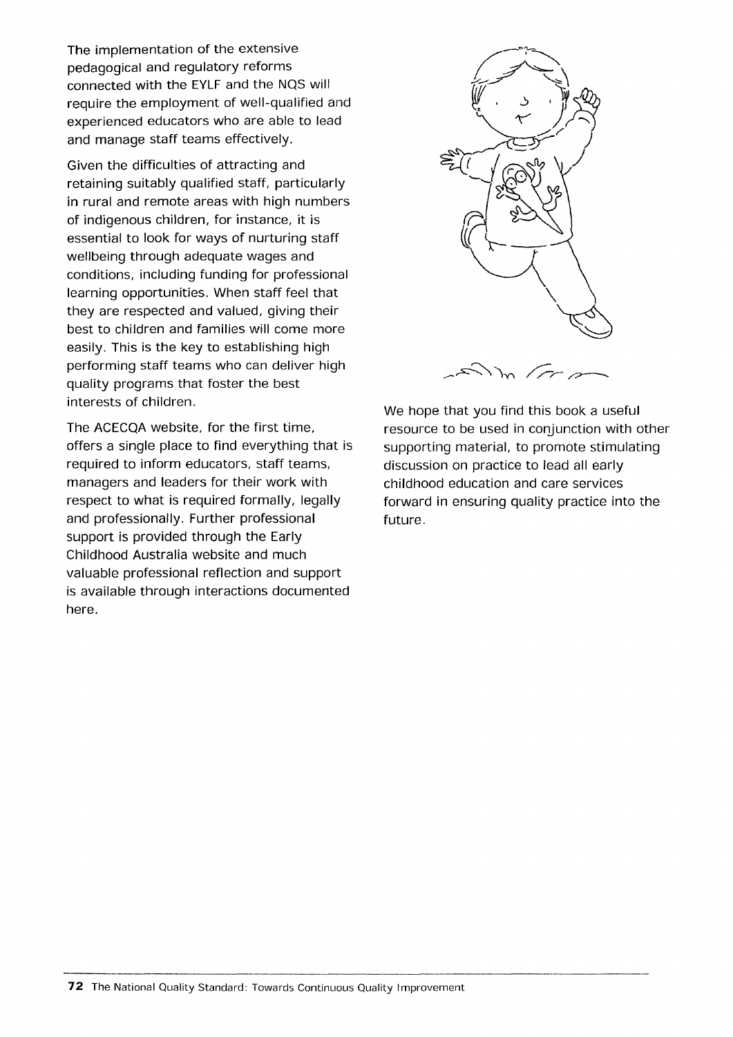The implementation of the extensive pedagogical and regulatory reforms connected with the EYLF and the NQS will require the employment of well-qualified and experienced educators who are able to lead and manage staff teams effectively.

Given the difficulties of attracting and retaining suitably qualified staff, particularly in rural and remote areas with high numbers of indigenous children, for instance, it is essential to look for ways of nurturing staff wellbeing through adequate wages and conditions, including funding for professional learning opportunities. When staff feel that they are respected and valued, giving their best to children and families will come more easily. This is the key to establishing high performing staff teams who can deliver high quality programs that foster the best interests of children.

The ACECQA website, for the first time, offers a single place to find everything that is required to inform educators, staff teams, managers and leaders for their work with respect to what is required formally, legally and professionally. Further professional support is provided through the Early Childhood Australia website and much valuable professional reflection and support is available through interactions documented here.

We hope that you find this book a useful resource to be used in conjunction with other supporting material, to promote stimulating discussion on practice to lead all early childhood education and care services forward in ensuring quality practice into the future.